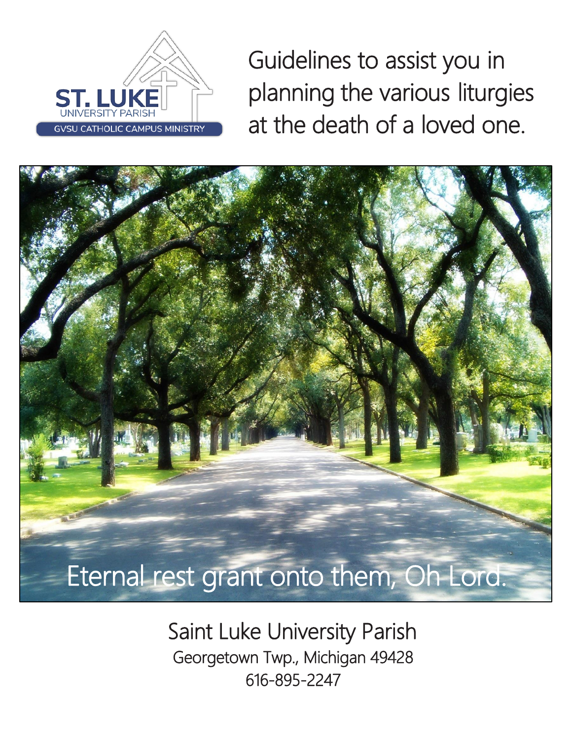ST. LUKE
UNIVERSITY PARISH
GVSU CATHOLIC CAMPUS MINISTRY

# Guidelines to assist you in planning the various liturgies at the death of a loved one.

Eternal rest grant onto them, Oh Lord.

## Saint Luke University Parish

Georgetown Twp., Michigan 49428

616-895-2247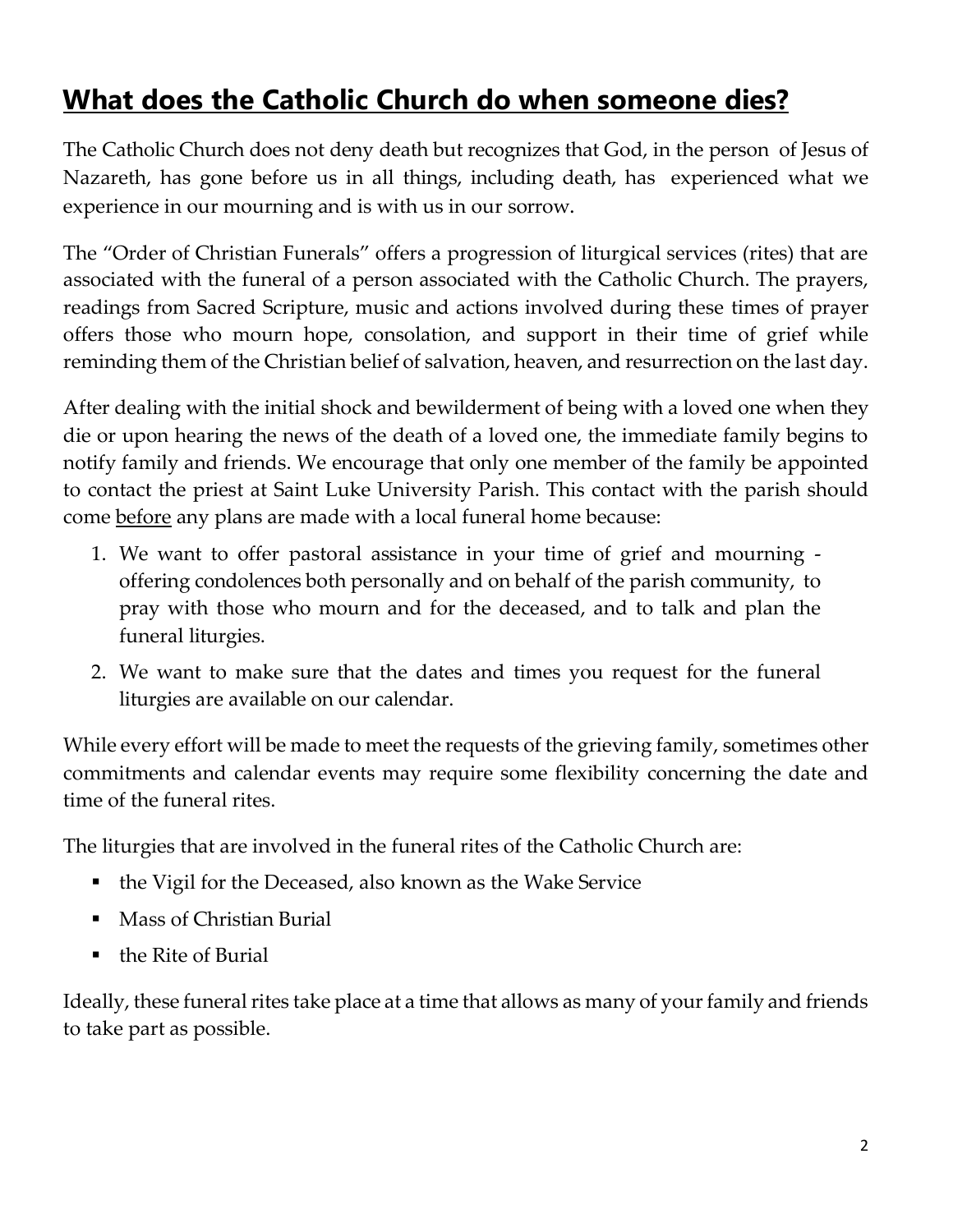# **What does the Catholic Church do when someone dies?**

The Catholic Church does not deny death but recognizes that God, in the person of Jesus of Nazareth, has gone before us in all things, including death, has experienced what we experience in our mourning and is with us in our sorrow.

The "Order of Christian Funerals" offers a progression of liturgical services (rites) that are associated with the funeral of a person associated with the Catholic Church. The prayers, readings from Sacred Scripture, music and actions involved during these times of prayer offers those who mourn hope, consolation, and support in their time of grief while reminding them of the Christian belief of salvation, heaven, and resurrection on the last day.

After dealing with the initial shock and bewilderment of being with a loved one when they die or upon hearing the news of the death of a loved one, the immediate family begins to notify family and friends. We encourage that only one member of the family be appointed to contact the priest at Saint Luke University Parish. This contact with the parish should come <u>before</u> any plans are made with a local funeral home because:

1. We want to offer pastoral assistance in your time of grief and mourning - offering condolences both personally and on behalf of the parish community, to pray with those who mourn and for the deceased, and to talk and plan the funeral liturgies.
2. We want to make sure that the dates and times you request for the funeral liturgies are available on our calendar.

While every effort will be made to meet the requests of the grieving family, sometimes other commitments and calendar events may require some flexibility concerning the date and time of the funeral rites.

The liturgies that are involved in the funeral rites of the Catholic Church are:

- the Vigil for the Deceased, also known as the Wake Service
- Mass of Christian Burial
- the Rite of Burial

Ideally, these funeral rites take place at a time that allows as many of your family and friends to take part as possible.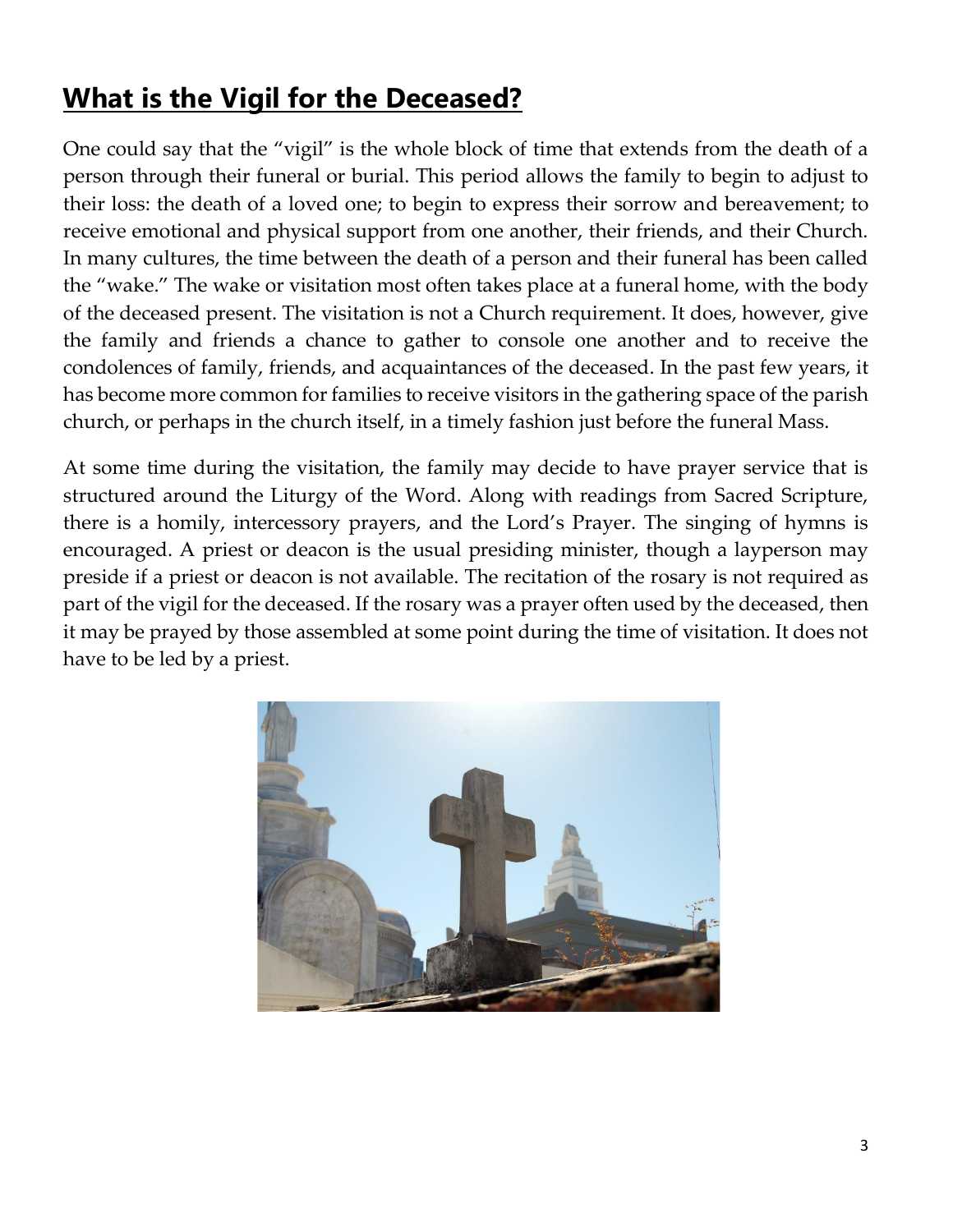# What is the Vigil for the Deceased?

One could say that the "vigil" is the whole block of time that extends from the death of a person through their funeral or burial. This period allows the family to begin to adjust to their loss: the death of a loved one; to begin to express their sorrow and bereavement; to receive emotional and physical support from one another, their friends, and their Church. In many cultures, the time between the death of a person and their funeral has been called the "wake." The wake or visitation most often takes place at a funeral home, with the body of the deceased present. The visitation is not a Church requirement. It does, however, give the family and friends a chance to gather to console one another and to receive the condolences of family, friends, and acquaintances of the deceased. In the past few years, it has become more common for families to receive visitors in the gathering space of the parish church, or perhaps in the church itself, in a timely fashion just before the funeral Mass.

At some time during the visitation, the family may decide to have prayer service that is structured around the Liturgy of the Word. Along with readings from Sacred Scripture, there is a homily, intercessory prayers, and the Lord's Prayer. The singing of hymns is encouraged. A priest or deacon is the usual presiding minister, though a layperson may preside if a priest or deacon is not available. The recitation of the rosary is not required as part of the vigil for the deceased. If the rosary was a prayer often used by the deceased, then it may be prayed by those assembled at some point during the time of visitation. It does not have to be led by a priest.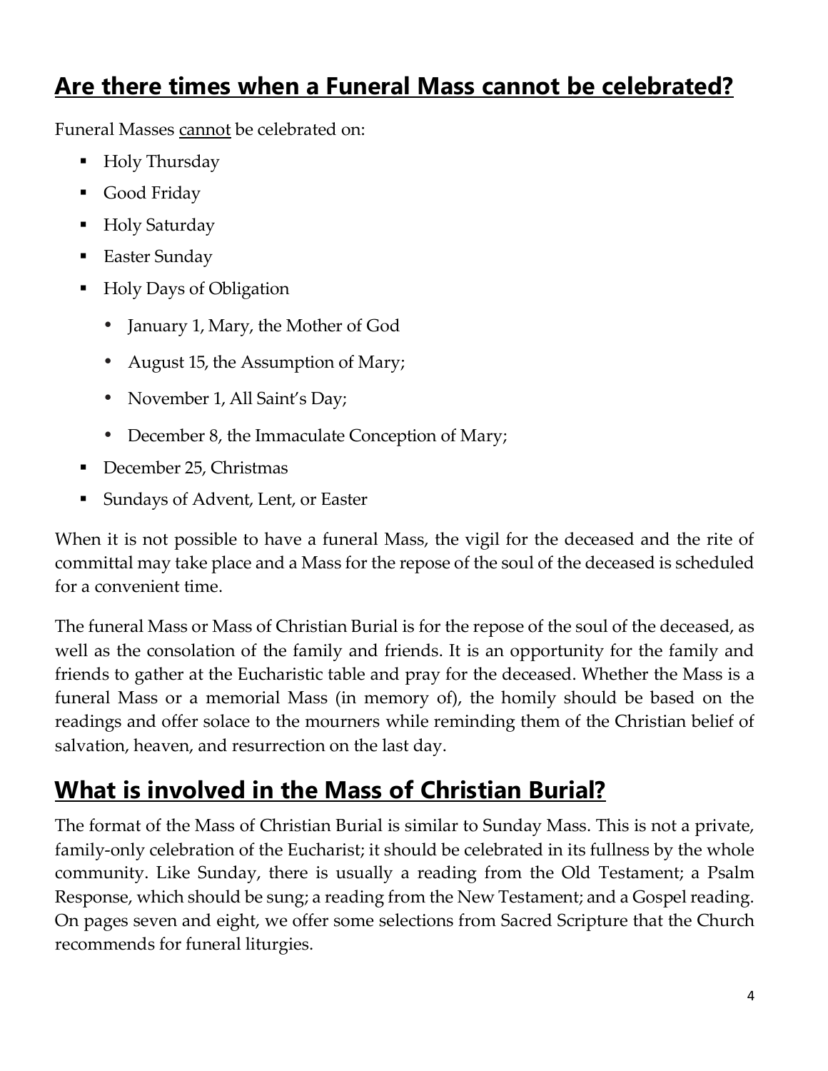## Are there times when a Funeral Mass cannot be celebrated?

Funeral Masses <u>cannot</u> be celebrated on:

- Holy Thursday
- Good Friday
- Holy Saturday
- Easter Sunday
- Holy Days of Obligation
  - January 1, Mary, the Mother of God
  - August 15, the Assumption of Mary;
  - November 1, All Saint's Day;
  - December 8, the Immaculate Conception of Mary;
- December 25, Christmas
- Sundays of Advent, Lent, or Easter

When it is not possible to have a funeral Mass, the vigil for the deceased and the rite of committal may take place and a Mass for the repose of the soul of the deceased is scheduled for a convenient time.

The funeral Mass or Mass of Christian Burial is for the repose of the soul of the deceased, as well as the consolation of the family and friends. It is an opportunity for the family and friends to gather at the Eucharistic table and pray for the deceased. Whether the Mass is a funeral Mass or a memorial Mass (in memory of), the homily should be based on the readings and offer solace to the mourners while reminding them of the Christian belief of salvation, heaven, and resurrection on the last day.

## What is involved in the Mass of Christian Burial?

The format of the Mass of Christian Burial is similar to Sunday Mass. This is not a private, family-only celebration of the Eucharist; it should be celebrated in its fullness by the whole community. Like Sunday, there is usually a reading from the Old Testament; a Psalm Response, which should be sung; a reading from the New Testament; and a Gospel reading. On pages seven and eight, we offer some selections from Sacred Scripture that the Church recommends for funeral liturgies.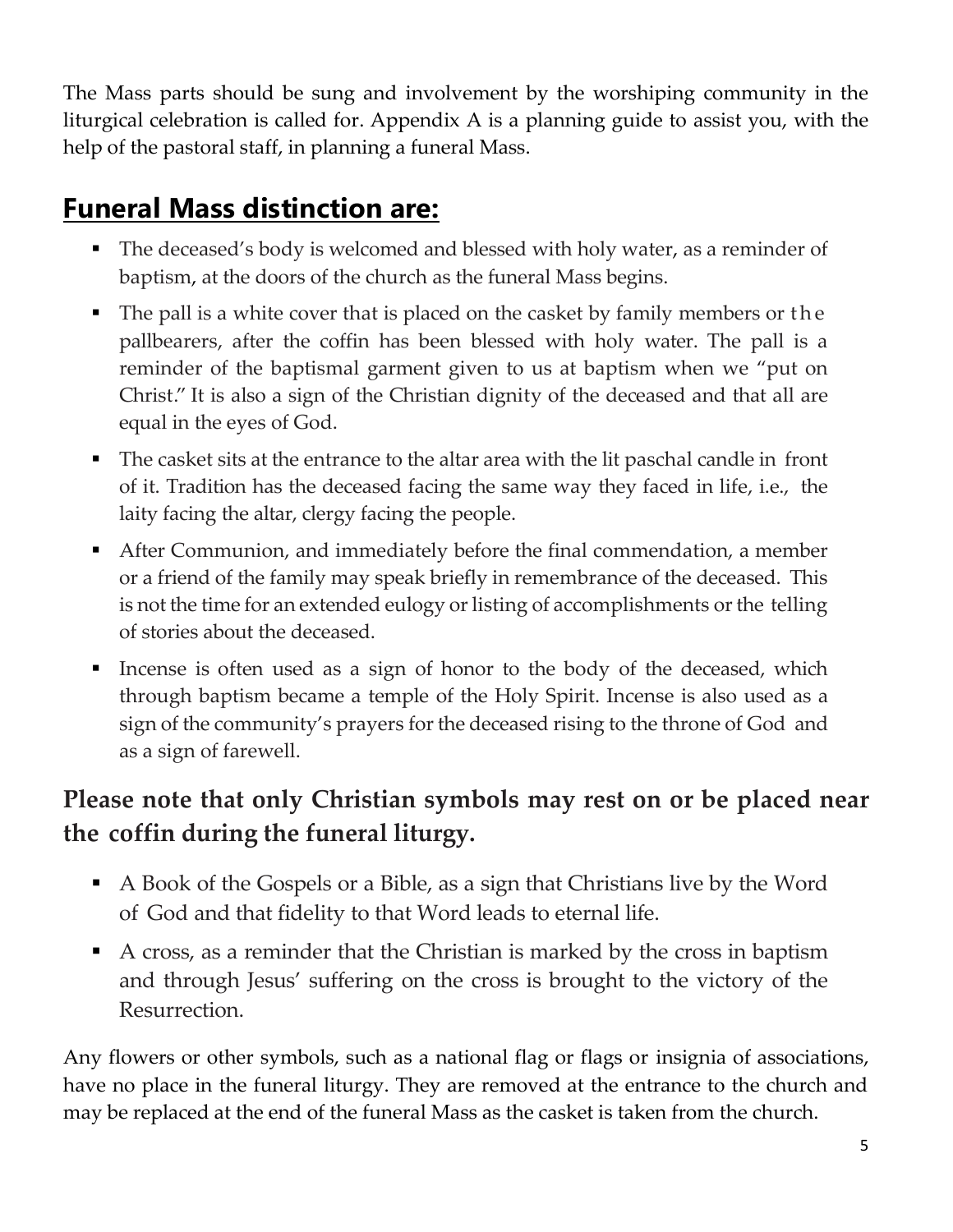The Mass parts should be sung and involvement by the worshiping community in the liturgical celebration is called for. Appendix A is a planning guide to assist you, with the help of the pastoral staff, in planning a funeral Mass.

## Funeral Mass distinction are:

- The deceased's body is welcomed and blessed with holy water, as a reminder of baptism, at the doors of the church as the funeral Mass begins.
- The pall is a white cover that is placed on the casket by family members or the pallbearers, after the coffin has been blessed with holy water. The pall is a reminder of the baptismal garment given to us at baptism when we "put on Christ." It is also a sign of the Christian dignity of the deceased and that all are equal in the eyes of God.
- The casket sits at the entrance to the altar area with the lit paschal candle in front of it. Tradition has the deceased facing the same way they faced in life, i.e., the laity facing the altar, clergy facing the people.
- After Communion, and immediately before the final commendation, a member or a friend of the family may speak briefly in remembrance of the deceased. This is not the time for an extended eulogy or listing of accomplishments or the telling of stories about the deceased.
- Incense is often used as a sign of honor to the body of the deceased, which through baptism became a temple of the Holy Spirit. Incense is also used as a sign of the community's prayers for the deceased rising to the throne of God and as a sign of farewell.

### Please note that only Christian symbols may rest on or be placed near the coffin during the funeral liturgy.

- A Book of the Gospels or a Bible, as a sign that Christians live by the Word of God and that fidelity to that Word leads to eternal life.
- A cross, as a reminder that the Christian is marked by the cross in baptism and through Jesus' suffering on the cross is brought to the victory of the Resurrection.

Any flowers or other symbols, such as a national flag or flags or insignia of associations, have no place in the funeral liturgy. They are removed at the entrance to the church and may be replaced at the end of the funeral Mass as the casket is taken from the church.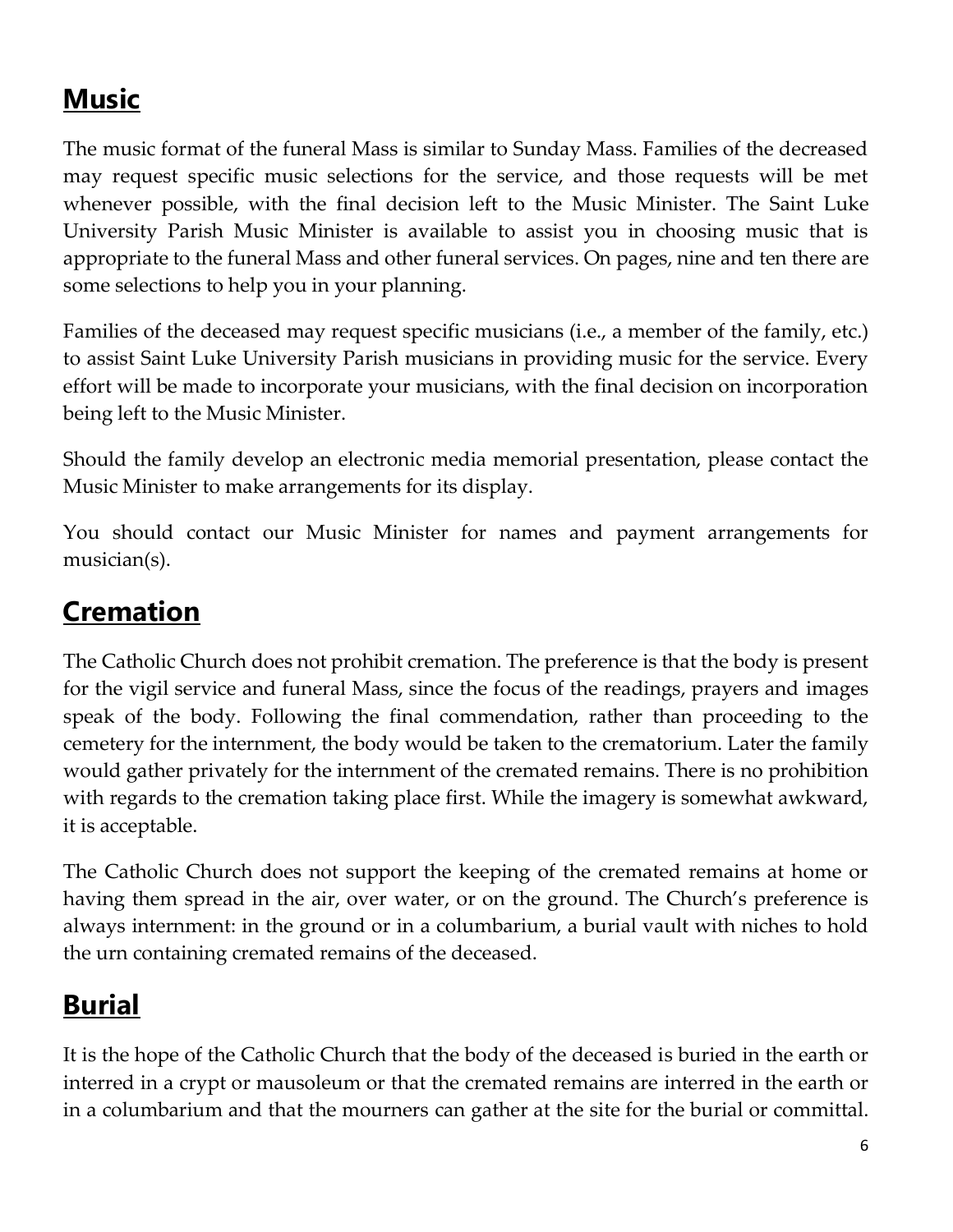## **Music**

The music format of the funeral Mass is similar to Sunday Mass. Families of the decreased may request specific music selections for the service, and those requests will be met whenever possible, with the final decision left to the Music Minister. The Saint Luke University Parish Music Minister is available to assist you in choosing music that is appropriate to the funeral Mass and other funeral services. On pages, nine and ten there are some selections to help you in your planning.

Families of the deceased may request specific musicians (i.e., a member of the family, etc.) to assist Saint Luke University Parish musicians in providing music for the service. Every effort will be made to incorporate your musicians, with the final decision on incorporation being left to the Music Minister.

Should the family develop an electronic media memorial presentation, please contact the Music Minister to make arrangements for its display.

You should contact our Music Minister for names and payment arrangements for musician(s).

## **Cremation**

The Catholic Church does not prohibit cremation. The preference is that the body is present for the vigil service and funeral Mass, since the focus of the readings, prayers and images speak of the body. Following the final commendation, rather than proceeding to the cemetery for the internment, the body would be taken to the crematorium. Later the family would gather privately for the internment of the cremated remains. There is no prohibition with regards to the cremation taking place first. While the imagery is somewhat awkward, it is acceptable.

The Catholic Church does not support the keeping of the cremated remains at home or having them spread in the air, over water, or on the ground. The Church's preference is always internment: in the ground or in a columbarium, a burial vault with niches to hold the urn containing cremated remains of the deceased.

## **Burial**

It is the hope of the Catholic Church that the body of the deceased is buried in the earth or interred in a crypt or mausoleum or that the cremated remains are interred in the earth or in a columbarium and that the mourners can gather at the site for the burial or committal.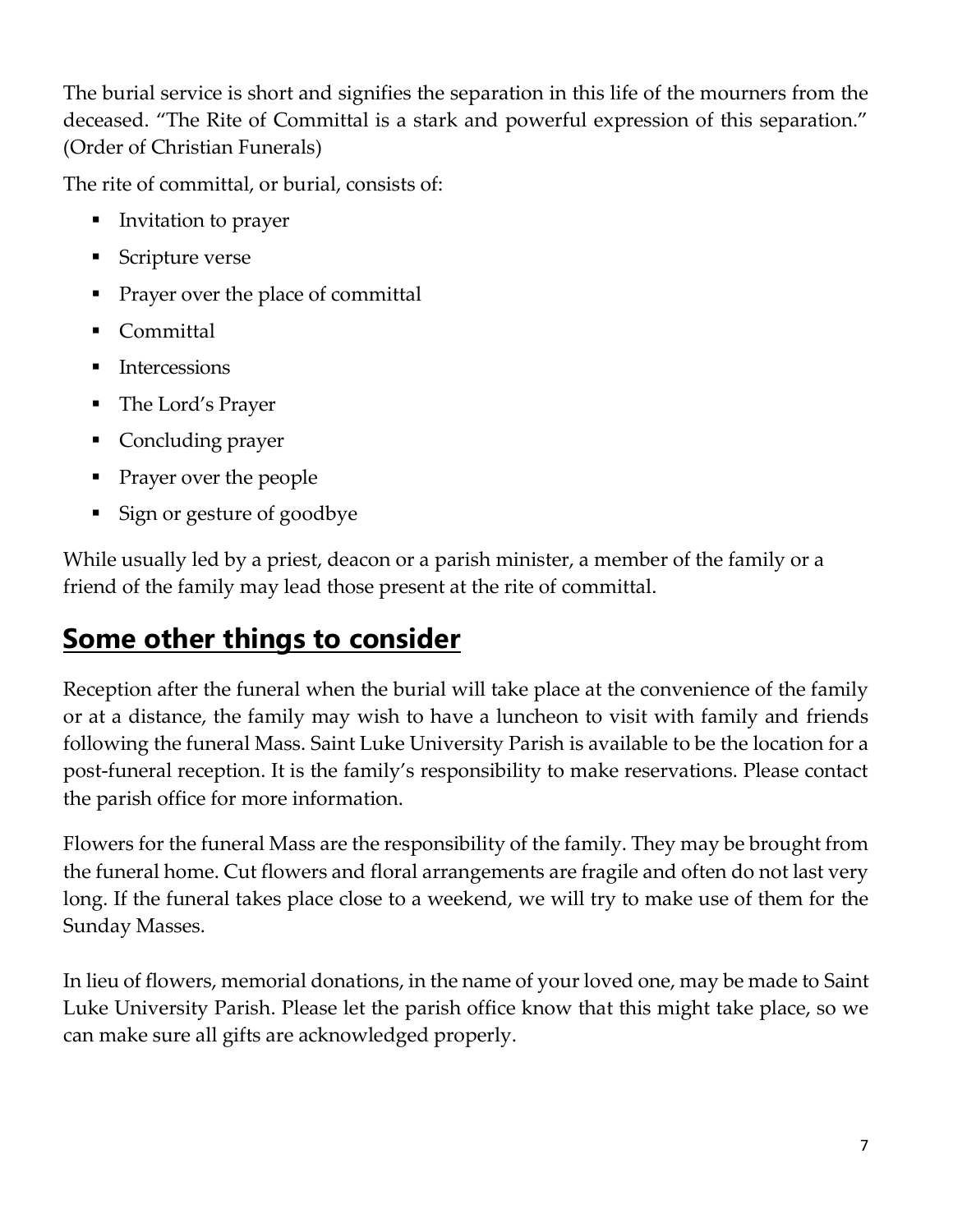The burial service is short and signifies the separation in this life of the mourners from the deceased. "The Rite of Committal is a stark and powerful expression of this separation." (Order of Christian Funerals)

The rite of committal, or burial, consists of:

- Invitation to prayer
- Scripture verse
- Prayer over the place of committal
- Committal
- Intercessions
- The Lord's Prayer
- Concluding prayer
- Prayer over the people
- Sign or gesture of goodbye

While usually led by a priest, deacon or a parish minister, a member of the family or a friend of the family may lead those present at the rite of committal.

## Some other things to consider

Reception after the funeral when the burial will take place at the convenience of the family or at a distance, the family may wish to have a luncheon to visit with family and friends following the funeral Mass. Saint Luke University Parish is available to be the location for a post-funeral reception. It is the family's responsibility to make reservations. Please contact the parish office for more information.

Flowers for the funeral Mass are the responsibility of the family. They may be brought from the funeral home. Cut flowers and floral arrangements are fragile and often do not last very long. If the funeral takes place close to a weekend, we will try to make use of them for the Sunday Masses.

In lieu of flowers, memorial donations, in the name of your loved one, may be made to Saint Luke University Parish. Please let the parish office know that this might take place, so we can make sure all gifts are acknowledged properly.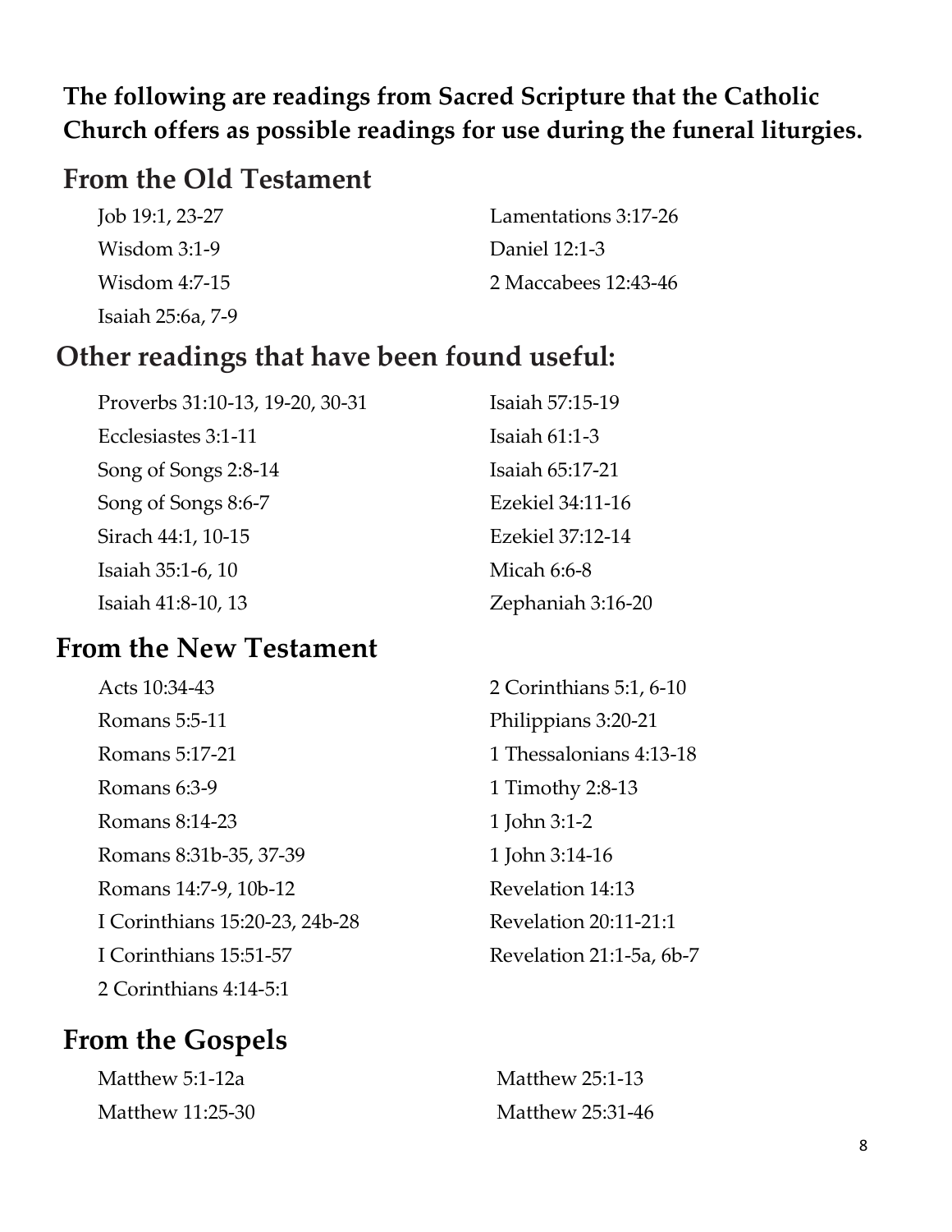**The following are readings from Sacred Scripture that the Catholic Church offers as possible readings for use during the funeral liturgies.**

## From the Old Testament

- Job 19:1, 23-27
- Wisdom 3:1-9
- Wisdom 4:7-15
- Isaiah 25:6a, 7-9
- Lamentations 3:17-26
- Daniel 12:1-3
- 2 Maccabees 12:43-46

## Other readings that have been found useful:

- Proverbs 31:10-13, 19-20, 30-31
- Ecclesiastes 3:1-11
- Song of Songs 2:8-14
- Song of Songs 8:6-7
- Sirach 44:1, 10-15
- Isaiah 35:1-6, 10
- Isaiah 41:8-10, 13
- Isaiah 57:15-19
- Isaiah 61:1-3
- Isaiah 65:17-21
- Ezekiel 34:11-16
- Ezekiel 37:12-14
- Micah 6:6-8
- Zephaniah 3:16-20

## From the New Testament

- Acts 10:34-43
- Romans 5:5-11
- Romans 5:17-21
- Romans 6:3-9
- Romans 8:14-23
- Romans 8:31b-35, 37-39
- Romans 14:7-9, 10b-12
- I Corinthians 15:20-23, 24b-28
- I Corinthians 15:51-57
- 2 Corinthians 4:14-5:1
- 2 Corinthians 5:1, 6-10
- Philippians 3:20-21
- 1 Thessalonians 4:13-18
- 1 Timothy 2:8-13
- 1 John 3:1-2
- 1 John 3:14-16
- Revelation 14:13
- Revelation 20:11-21:1
- Revelation 21:1-5a, 6b-7

## From the Gospels

- Matthew 5:1-12a
- Matthew 11:25-30
- Matthew 25:1-13
- Matthew 25:31-46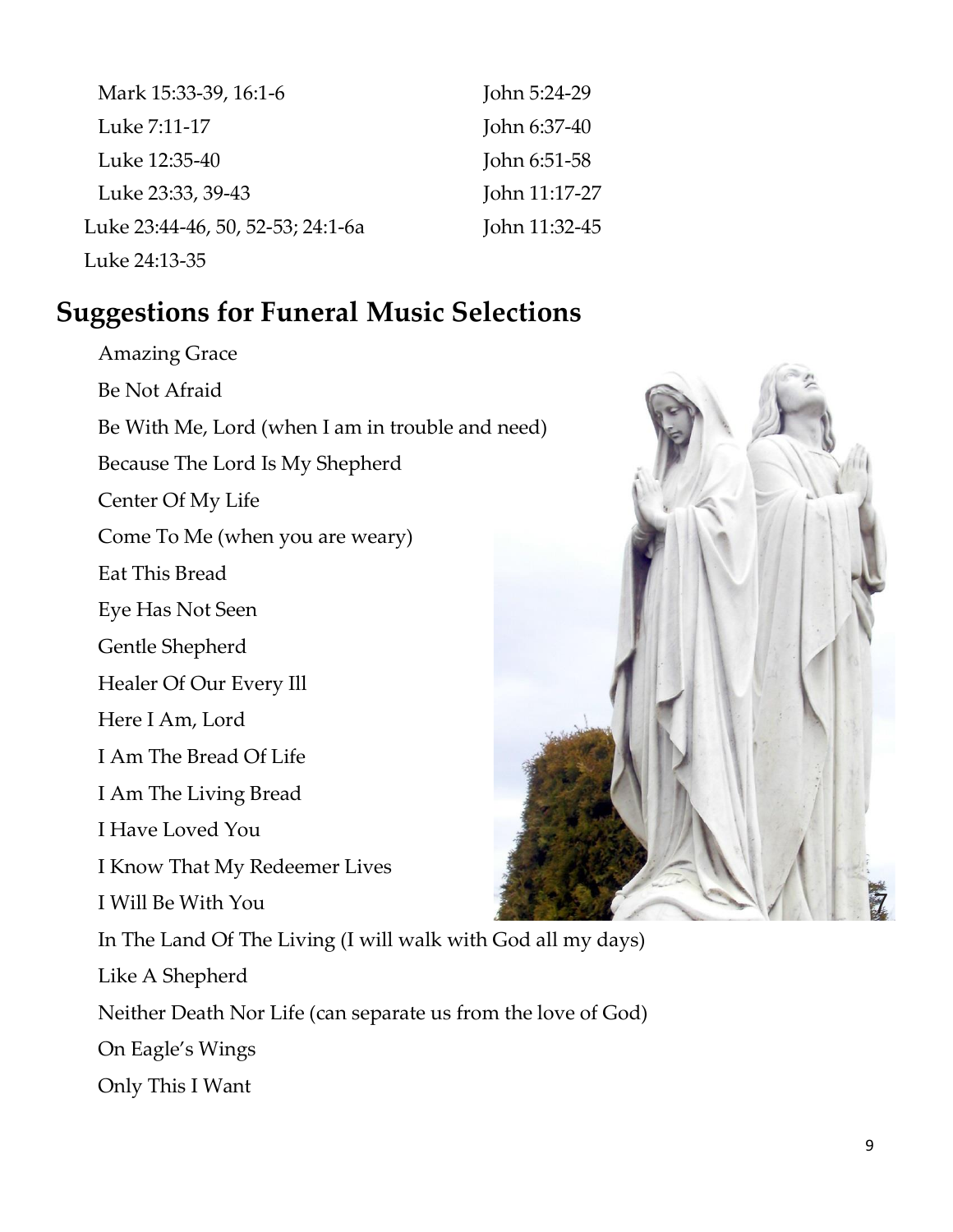Mark 15:33-39, 16:1-6

Luke 7:11-17

Luke 12:35-40

Luke 23:33, 39-43

Luke 23:44-46, 50, 52-53; 24:1-6a

Luke 24:13-35

John 5:24-29

John 6:37-40

John 6:51-58

John 11:17-27

John 11:32-45

## Suggestions for Funeral Music Selections

Amazing Grace

Be Not Afraid

Be With Me, Lord (when I am in trouble and need)

Because The Lord Is My Shepherd

Center Of My Life

Come To Me (when you are weary)

Eat This Bread

Eye Has Not Seen

Gentle Shepherd

Healer Of Our Every Ill

Here I Am, Lord

I Am The Bread Of Life

I Am The Living Bread

I Have Loved You

I Know That My Redeemer Lives

I Will Be With You

In The Land Of The Living (I will walk with God all my days)

Like A Shepherd

Neither Death Nor Life (can separate us from the love of God)

On Eagle's Wings

Only This I Want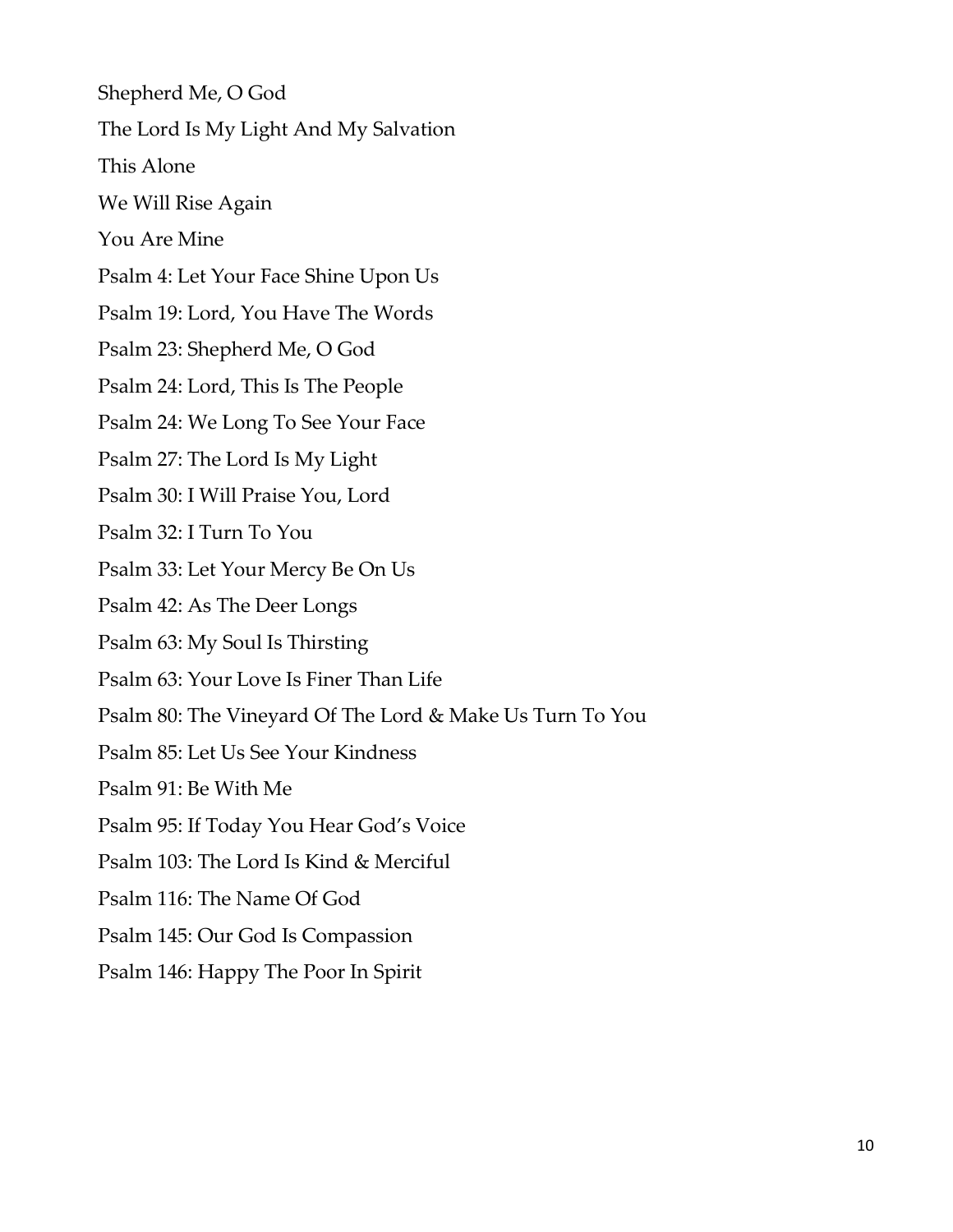Shepherd Me, O God

The Lord Is My Light And My Salvation

This Alone

We Will Rise Again

You Are Mine

Psalm 4: Let Your Face Shine Upon Us

Psalm 19: Lord, You Have The Words

Psalm 23: Shepherd Me, O God

Psalm 24: Lord, This Is The People

Psalm 24: We Long To See Your Face

Psalm 27: The Lord Is My Light

Psalm 30: I Will Praise You, Lord

Psalm 32: I Turn To You

Psalm 33: Let Your Mercy Be On Us

Psalm 42: As The Deer Longs

Psalm 63: My Soul Is Thirsting

Psalm 63: Your Love Is Finer Than Life

Psalm 80: The Vineyard Of The Lord & Make Us Turn To You

Psalm 85: Let Us See Your Kindness

Psalm 91: Be With Me

Psalm 95: If Today You Hear God's Voice

Psalm 103: The Lord Is Kind & Merciful

Psalm 116: The Name Of God

Psalm 145: Our God Is Compassion

Psalm 146: Happy The Poor In Spirit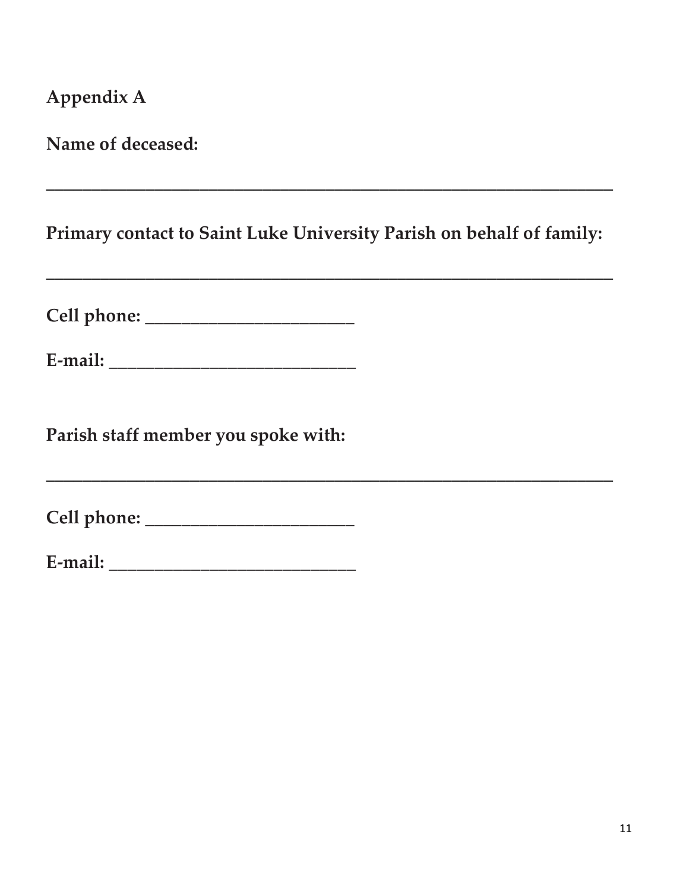**Appendix A**

**Name of deceased:**

\_\_\_\_\_\_\_\_\_\_\_\_\_\_\_\_\_\_\_\_\_\_\_\_\_\_\_\_\_\_\_\_\_\_\_\_\_\_\_\_\_\_\_\_\_\_\_\_\_\_\_\_\_\_\_\_\_\_\_\_\_\_\_\_

**Primary contact to Saint Luke University Parish on behalf of family:**

\_\_\_\_\_\_\_\_\_\_\_\_\_\_\_\_\_\_\_\_\_\_\_\_\_\_\_\_\_\_\_\_\_\_\_\_\_\_\_\_\_\_\_\_\_\_\_\_\_\_\_\_\_\_\_\_\_\_\_\_\_\_\_\_

**Cell phone:** \_\_\_\_\_\_\_\_\_\_\_\_\_\_\_\_\_\_\_\_\_\_\_\_

**E-mail:** \_\_\_\_\_\_\_\_\_\_\_\_\_\_\_\_\_\_\_\_\_\_\_\_\_\_\_\_

**Parish staff member you spoke with:**

\_\_\_\_\_\_\_\_\_\_\_\_\_\_\_\_\_\_\_\_\_\_\_\_\_\_\_\_\_\_\_\_\_\_\_\_\_\_\_\_\_\_\_\_\_\_\_\_\_\_\_\_\_\_\_\_\_\_\_\_\_\_\_\_

**Cell phone:** \_\_\_\_\_\_\_\_\_\_\_\_\_\_\_\_\_\_\_\_\_\_\_\_

**E-mail:** \_\_\_\_\_\_\_\_\_\_\_\_\_\_\_\_\_\_\_\_\_\_\_\_\_\_\_\_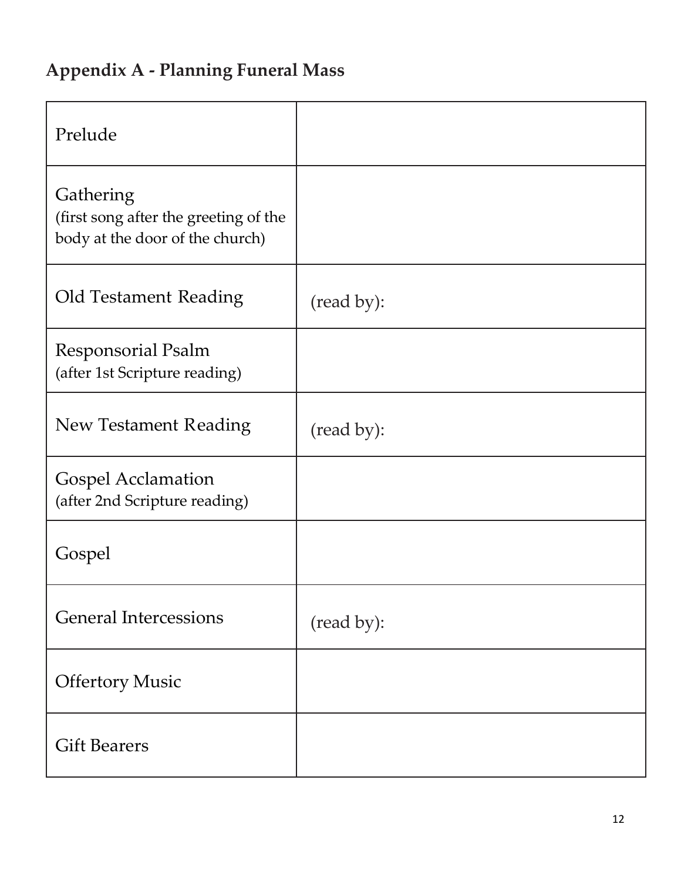## Appendix A - Planning Funeral Mass

| | |
|---|---|
| Prelude | |
| Gathering<br>(first song after the greeting of the body at the door of the church) | |
| Old Testament Reading | (read by): |
| Responsorial Psalm<br>(after 1st Scripture reading) | |
| New Testament Reading | (read by): |
| Gospel Acclamation<br>(after 2nd Scripture reading) | |
| Gospel | |
| General Intercessions | (read by): |
| Offertory Music | |
| Gift Bearers | |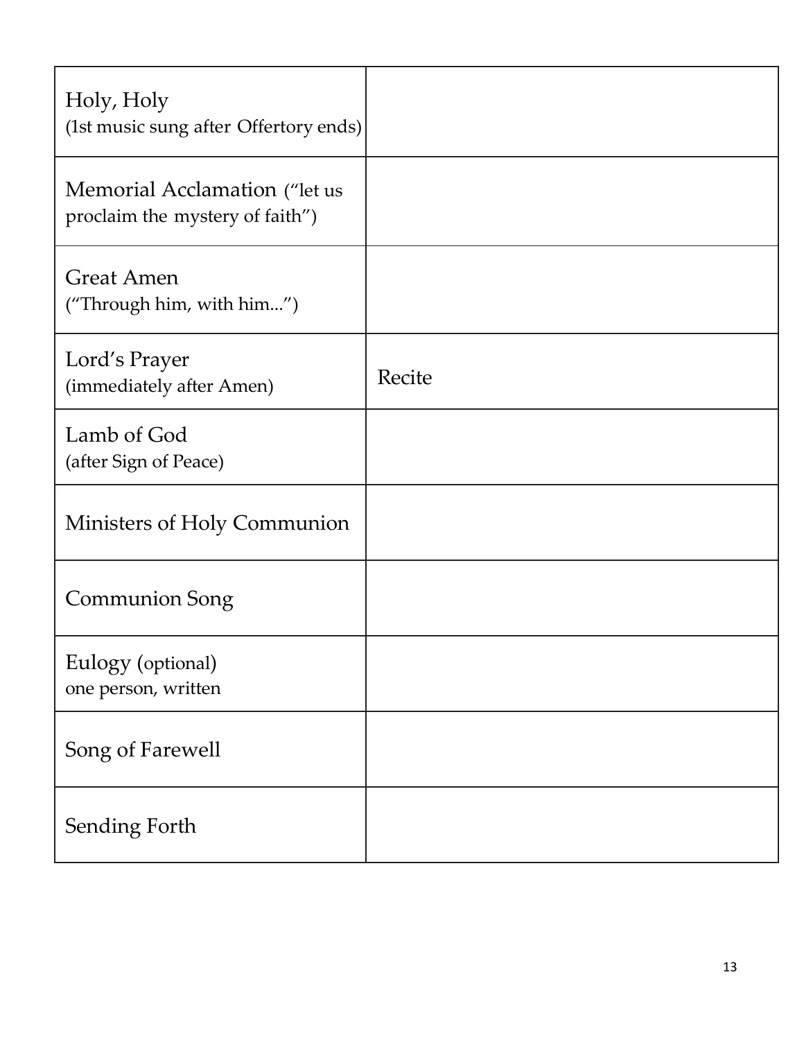| Holy, Holy (1st music sung after Offertory ends) | |
|---|---|
| Memorial Acclamation ("let us proclaim the mystery of faith") | |
| Great Amen ("Through him, with him...") | |
| Lord's Prayer (immediately after Amen) | Recite |
| Lamb of God (after Sign of Peace) | |
| Ministers of Holy Communion | |
| Communion Song | |
| Eulogy (optional) one person, written | |
| Song of Farewell | |
| Sending Forth | |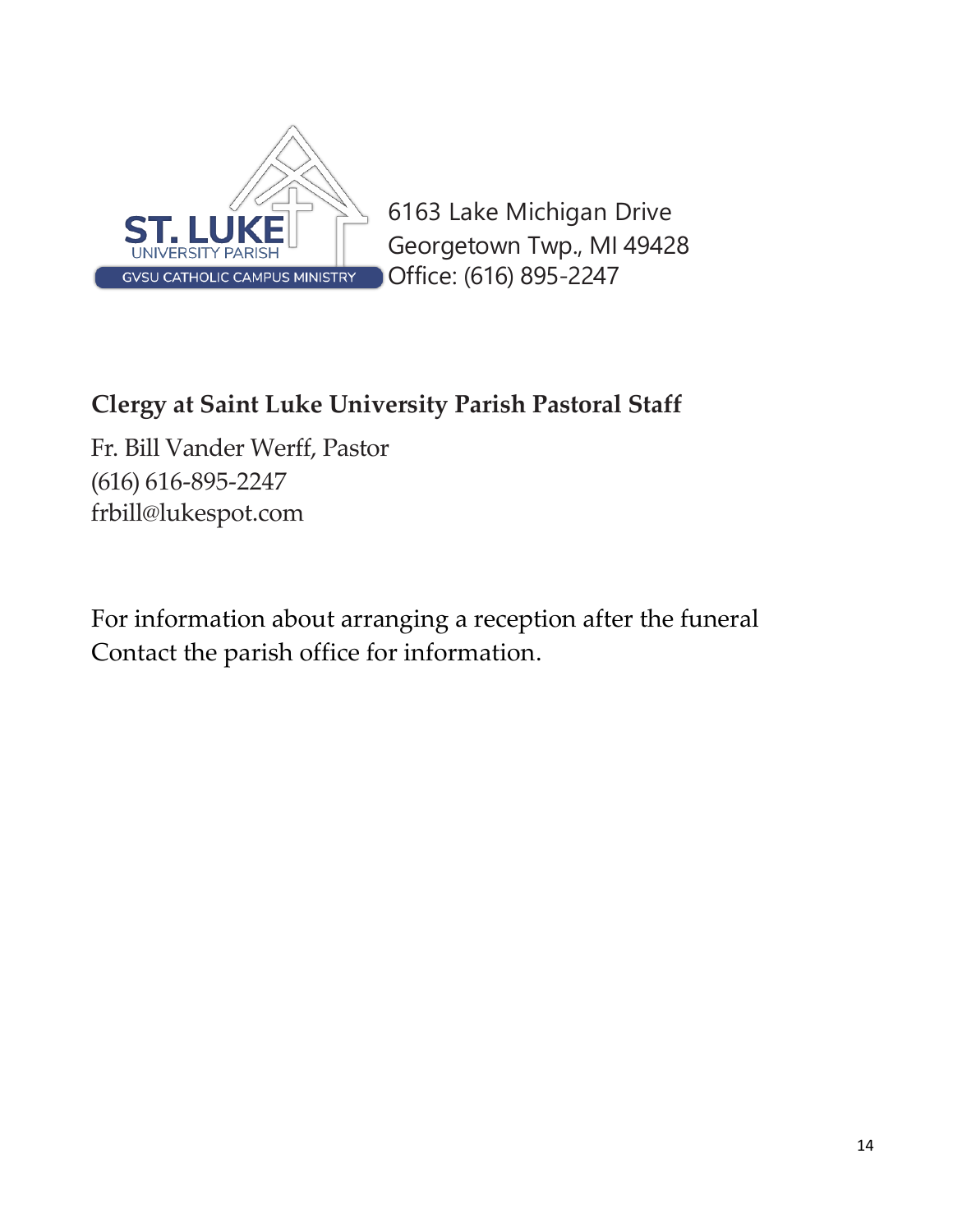ST. LUKE
UNIVERSITY PARISH
GVSU CATHOLIC CAMPUS MINISTRY

6163 Lake Michigan Drive
Georgetown Twp., MI 49428
Office: (616) 895-2247

**Clergy at Saint Luke University Parish Pastoral Staff**

Fr. Bill Vander Werff, Pastor
(616) 616-895-2247
frbill@lukespot.com

For information about arranging a reception after the funeral
Contact the parish office for information.